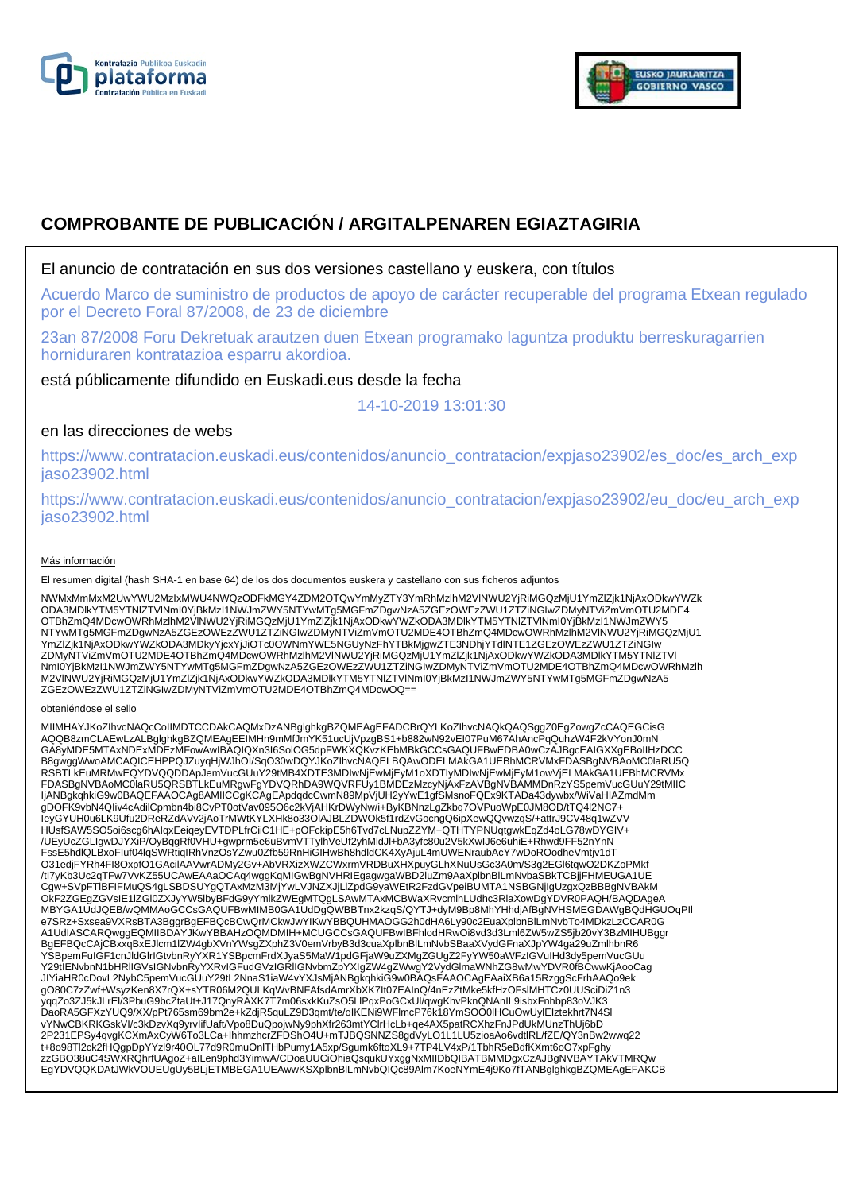# COMPROBANTE DE PUBLICACIÓN / ARGITALPENAREN EGIAZTAGIRIA

El anuncio de contratación en sus dos versiones castellano y euskera, con títulos

Acuerdo Marco de suministro de productos de apoyo de carácter recuperable del programa Etxean regulado por el Decreto Foral 87/2008, de 23 de diciembre

23an 87/2008 Foru Dekretuak arautzen duen Etxean programako laguntza produktu berreskuragarrien horniduraren kontratazioa esparru akordioa.

está públicamente difundido en Euskadi.eus desde la fecha

14-10-2019 13:01:30

en las direcciones de webs

https://www.contratacion.euskadi.eus/contenidos/anuncio_contratacion/expjaso23902/es_doc/es_arch_expjaso23902.html

https://www.contratacion.euskadi.eus/contenidos/anuncio_contratacion/expjaso23902/eu_doc/eu_arch_expjaso23902.html

Más información

El resumen digital (hash SHA-1 en base 64) de los dos documentos euskera y castellano con sus ficheros adjuntos

NWMxMmMxM2UwYWU2MzIxMWU4NWQzODFkMGY4ZDM2OTQwYmMyZTY3YmRhMzlhM2VlNWU2YjRiMGQzMjU1YmZlZjk1NjAxODkwYWZkODA3MDlkYTM5YTNlZTVlNmI0YjBkMzI1NWJmZWY5NTYwMTg5MGFmZDgwNzA5ZGEzOWEzZWU1ZTZiNGIwZDMyNTViZmVmOTU2MDE4OTBhZmQ4MDcwOWRhMzlhM2VlNWU2YjRiMGQzMjU1YmZlZjk1NjAxODkwYWZkODA3MDlkYTM5YTNlZTVlNmI0YjBkMzI1NWJmZWY5NTYwMTg5MGFmZDgwNzA5ZGEzOWEzZWU1ZTZiNGIwZDMyNTViZmVmOTU2MDE4OTBhZmQ4MDcwOWRhMzlhM2VlNWU2YjRiMGQzMjU1YmZlZjk1NjAxODkwYWZkODA3MDkyYjcxYjJiOTc0OWNmYWE5NGUyNzFhYTBkMjgwZTE3NDhjYTdlNTE1ZGEzOWEzZWU1ZTZiNGIwZDMyNTViZmVmOTU2MDE4OTBhZmQ4MDcwOWRhMzlhM2VlNWU2YjRiMGQzMjU1YmZlZjk1NjAxODkwYWZkODA3MDlkYTM5YTNlZTVlNmI0YjBkMzI1NWJmZWY5NTYwMTg5MGFmZDgwNzA5ZGEzOWEzZWU1ZTZiNGIwZDMyNTViZmVmOTU2MDE4OTBhZmQ4MDcwOWRhMzlhM2VlNWU2YjRiMGQzMjU1YmZlZjk1NjAxODkwYWZkODA3MDlkYTM5YTNlZTVlNmI0YjBkMzI1NWJmZWY5NTYwMTg5MGFmZDgwNzA5ZGEzOWEzZWU1ZTZiNGIwZDMyNTViZmVmOTU2MDE4OTBhZmQ4MDcwOQ==

obteniéndose el sello

MIIMHAYJKoZIhvcNAQcCoIIMDTCCDAkCAQMxDzANBglghkgBZQMEAgEFADCBrQYLKoZIhvcNAQkQAQSggZ0EgZowgZcCAQEGCisGAQQB8zmCLAEwLzALBglghkgBZQMEAgEEIMHn9mMfJmYK51ucUjVpzgBS1+b882wN92vEI07PuM67AhAncPqQuhzW4F2kVYonJ0mNGA8yMDE5MTAxNDExMDEzMFowAwIBAQIQXn3I6SolOG5dpFWKXQKvzKEbMBkGCCsGAQUFBwEDBA0wCzAJBgcEAIGXXgEBoIIHzDCCB8gwggWwoAMCAQICEHPPQJZuyqHjWJhOI/SqO30wDQYJKoZIhvcNAQELBQAwODELMAkGA1UEBhMCRVMxFDASBgNVBAoMC0laRU5QRSBTLkEuMRMwEQYDVQQDDApJemVucGUuY29tMB4XDTE3MDIwNjEwMjEyM1oXDTIyMDIwNjEwMjEyM1owVjELMAkGA1UEBhMCRVMxFDASBgNVBAoMC0laRU5QRSBTLkEuMRgwFgYDVQRhDA9WQVRFUy1BMDEzMzcyNjAxFzAVBgNVBAMMDnRzYS5pemVucGUuY29tMIICIjANBgkqhkiG9w0BAQEFAAOCAg8AMIICCgKCAgEApdqdcCwmN89MpVjUH2yYwE1gfSMsnoFQEx9KTADa43dywbx/WiVaHIAZmdMmgDOFK9vbN4QIiv4cAdilCpmbn4bi8CvPT0otVav095O6c2kVjAHKrDWyNw/i+ByKBNnzLgZkbq7OVPuoWpE0JM8OD/tTQ4l2NC7+IeyGYUH0u6LK9Ufu2DReRZdAVv2jAoTrMWtKYLXHk8o33OlAJBLZDWOk5f1rdZvGocngQ6ipXewQQvwzqS/+attrJ9CV48q1wZVVHUsfSAW5SO5oi6scg6hAIqxEeiqeyEVTDPLfrCiiC1HE+pOFckipE5h6Tvd7cLNupZZYM+QTHTYPNUqtgwkEqZd4oLG78wDYGIV+/UEyUcZGLIgwDJYXiP/OyBqgRf0VHU+gwprm5e6uBvmVTTylhVeUf2yhMldJl+bA3yfc80u2V5kXwlJ6e6uhiE+Rhwd9FF52nYnNFssE5hdlQLBxoFluf04lqSWRtiqIRhVnzOsYZwu0Zfb59RnHiGIHwBh8hdldCK4XyAjuL4mUWENraubAcY7wDoROodheVmtjv1dTO31edjFYRh4FI8OxpfO1GAciIAAVwrADMy2Gv+AbVRXizXWZCWxrmVRDBuXHXpuyGLhXNuUsGc3A0m/S3g2EGl6tqwO2DKZoPMkf/tI7yKb3Uc2qTFw7VvKZ55UCAwEAAaOCAq4wggKqMIGwBgNVHRIEgagwgaWBD2luZm9AaXplbnBlLmNvbaSBkTCBjjFHMEUGA1UECgw+SVpFTlBFIFMuQS4gLSBDSUYgQTAxMzM3MjYwLVJNZXJjLlZpdG9yaWEtR2FzdGVpeiBUMTA1NSBGNjIgUzgxQzBBBgNVBAkMOkF2ZGEgZGVsIE1lZGl0ZXJyYW5lbyBFdG9yYmlkZWEgMTQgLSAwMTAxMCBWaXRvcmlhLUdhc3RlaXowDgYDVR0PAQH/BAQDAgeAMBYGA1UdJQEB/wQMMAoGCCsGAQUFBwMIMB0GA1UdDgQWBBTnx2kzqS/QYTJ+dyM9Bp8MhYHhdjAfBgNVHSMEGDAWgBQdHGUOqPIle7SRz+Sxsea9VXRsBTA3BggrBgEFBQcBCwQrMCkwJwYIKwYBBQUHMAOGG2h0dHA6Ly90c2EuaXplbnBlLmNvbTo4MDkzLzCCAR0GA1UdIASCARQwggEQMIIBDAYJKwYBBAHzOQMDMIH+MCUGCCsGAQUFBwIBFhlodHRwOi8vd3d3Lml6ZW5wZS5jb20vY3BzMIHUBggrBgEFBQcCAjCBxxqBxEJlcm1lZW4gbXVnYWsgZXphZ3V0emVrbyB3d3cuaXplbnBlLmNvbSBaaXVydGFnaXJpYW4ga29uZmlhbnR6YSBpemFuIGF1cnJldGlrIGtvbnRyYXR1YSBpcmFrdXJyaS5MaW1pdGFjaW9uZXMgZGUgZ2FyYW50aWFzIGVuIHd3dy5pemVucGUuY29tIENvbnN1bHRlIGVsIGNvbnRyYXRvIGFudGVzIGRlIGNvbmZpYXIgZW4gZWwgY2VydGlmaWNhZG8wMwYDVR0fBCwwKjAooCagJIYiaHR0cDovL2NybC5pemVucGUuY29tL2NnaS1iaW4vYXJsMjANBgkqhkiG9w0BAQsFAAOCAgEAaiXB6a15RzggScFrhAAQo9ekgO80C7zZwf+WsyzKen8X7rQX+sYTR06M2QULKqWvBNFAfsdAmrXbXK7It07EAInQ/4nEzZtMke5kfHzOFslMHTCz0UUSciDiZ1n3yqqZo3ZJ5kJLrEl/3PbuG9bcZtaUt+J17QnyRAXK7T7m06sxkKuZsO5LIPqxPoGCxUl/qwgKhvPknQNAnIL9isbxFnhbp83oVJK3DaoRA5GFXzYUQ9/XX/pPt765sm69bm2e+kZdjR5quLZ9D3qmt/te/oIKENi9WFlmcP76k18YmSOO0lHCuOwUylElztekhrt7N4SlvYNwCBKRKGskVl/c3kDzvXq9yrvlifUaft/Vpo8DuQpojwNy9phXfr263mtYClrHcLb+qe4AX5patRCXhzFnJPdUkMUnzThUj6bD2P231EPSy4qvgKCXmAxCyW6To3LCa+lhhmzhcrZFDShO4U+mTJBQSNNZS8gdVyLO1L1LU5zioaAo6vdtlRL/fZE/QY3nBw2wwq22t+8o98Tl2ck2fHQgpDpYYzl9r40OL77d9R0muOnlTHbPumy1A5xp/Sgumk6ftoXL9+7TP4LV4xP/1TbhR5eBdfKXmt6oO7xpFghyzzGBO38uC4SWXRQhrfUAgoZ+alLen9phd3YimwA/CDoaUUCiOhiaQsqukUYxggNxMIIDbQIBATBMMDgxCzAJBgNVBAYTAkVTMRQwEgYDVQQKDAtJWkVOUEUgUy5BLjETMBEGA1UEAwwKSXplbnBlLmNvbQIQc89Alm7KoeNYmE4j9Ko7fTANBglghkgBZQMEAgEFAKCB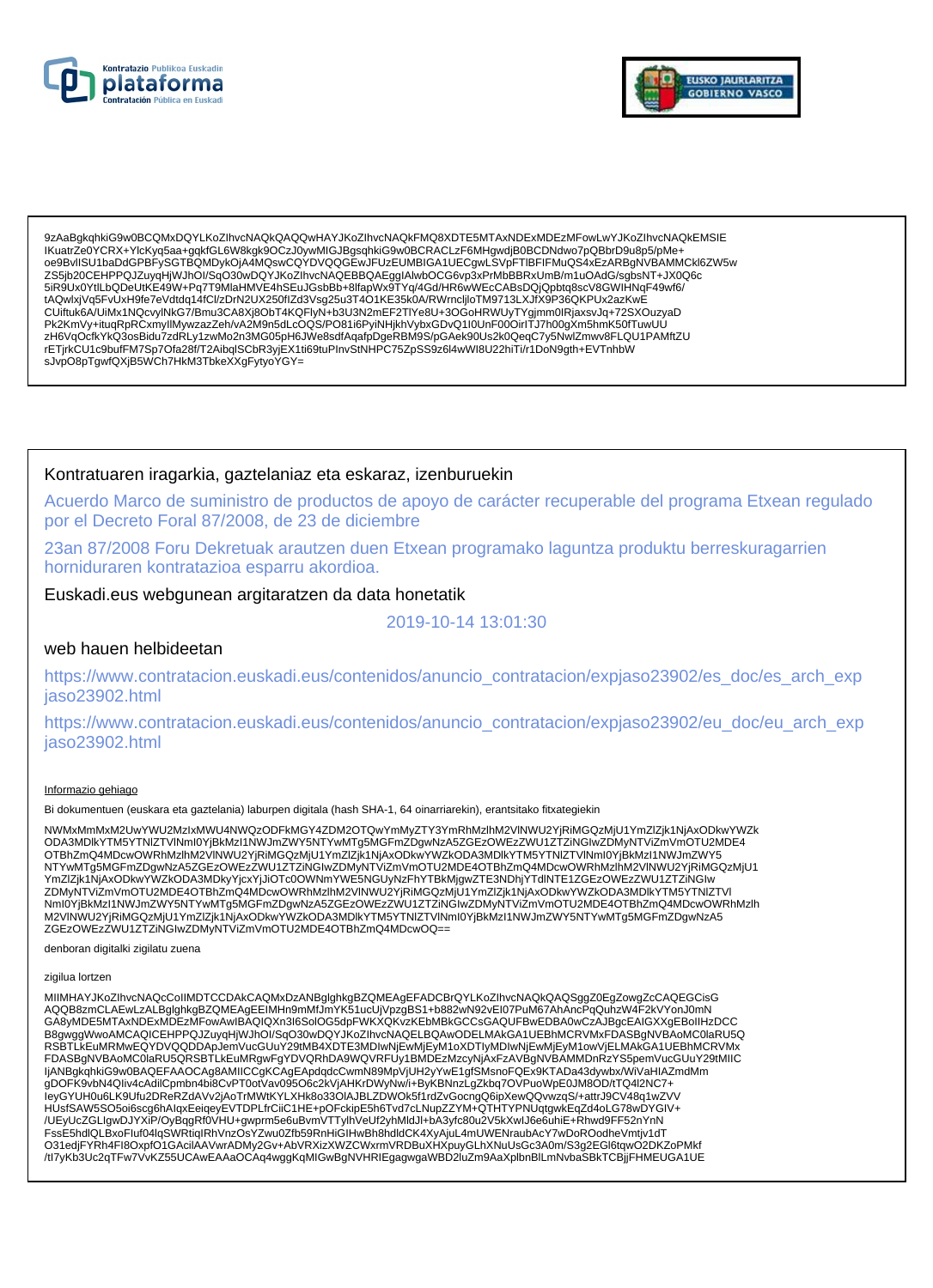9zAaBgkqhkiG9w0BCQMxDQYLKoZIhvcNAQkQAQQwHAYJKoZIhvcNAQkFMQ8XDTE5MTAxNDExMDEzMFowLwYJKoZIhvcNAQkEMSIE
IKuatrZe0YCRX+YlcKyq5aa+gqkfGL6W8kgk9OCzJ0ywMIGJBgsqhkiG9w0BCRACLzF6MHgwdjB0BCDNdwo7pQBbrD9u8p5/pMe+
oe9BvlISU1baDdGPBFySGTBQMDykOjA4MQswCQYDVQQGEwJFUzEUMBIGA1UECgwLSVpFTlBFIFMuQS4xEzARBgNVBAMMCkl6ZW5w
ZS5jb20CEHPPQJZuyqHjWJhOI/SqO30wDQYJKoZIhvcNAQEBBQAEggIAlwbOCG6vp3xPrMbBBRxUmB/m1uOAdG/sgbsNT+JX0Q6c
5iR9Ux0YtlLbQDeUtKE49W+Pq7T9MlaHMVE4hSEuJGsbBb+8lfapWx9TYq/4Gd/HR6wWEcCABsDQjQpbtq8scV8GWIHNqF49wf6/
tAQwlxjVq5FvUxH9fe7eVdtdq14fCl/zDrN2UX250fIZd3Vsg25u3T4O1KE35k0A/RWrncljloTM9713LXJfX9P36QKPUx2azKwE
CUiftuk6A/UiMx1NQcvylNkG7/Bmu3CA8Xj8ObT4KQFlyN+b3U3N2mEF2TlYe8U+3OGoHRWUyTYgjmm0lRjaxsvJq+72SXOuzyaD
Pk2KmVy+ituqRpRCxmylIMywzazZeh/vA2M9n5dLcOQS/PO81i6PyiNHjkhVybxGDvQ1I0UnF00OirITJ7h00gXm5hmK50fTuwUU
zH6VqOcfkYkQ3osBidu7zdRLy1zwMo2n3MG05pH6JWe8sdfAqafpDgeRBM9S/pGAek90Us2k0QeqC7y5NwlZmwv8FLQU1PAMftZU
rETjrkCU1c9bufFM7Sp7Ofa28f/T2AibqlSCbR3yjEX1ti69tuPInvStNHPC75ZpSS9z6l4wWI8U22hiTi/r1DoN9gth+EVTnhbW
sJvpO8pTgwfQXjB5WCh7HkM3TbkeXXgFytyoYGY=

Kontratuaren iragarkia, gaztelaniaz eta eskaraz, izenburuekin

Acuerdo Marco de suministro de productos de apoyo de carácter recuperable del programa Etxean regulado por el Decreto Foral 87/2008, de 23 de diciembre

23an 87/2008 Foru Dekretuak arautzen duen Etxean programako laguntza produktu berreskuragarrien horniduraren kontratazioa esparru akordioa.

Euskadi.eus webgunean argitaratzen da data honetatik

2019-10-14 13:01:30

web hauen helbideetan

https://www.contratacion.euskadi.eus/contenidos/anuncio_contratacion/expjaso23902/es_doc/es_arch_expjaso23902.html

https://www.contratacion.euskadi.eus/contenidos/anuncio_contratacion/expjaso23902/eu_doc/eu_arch_expjaso23902.html

Informazio gehiago

Bi dokumentuen (euskara eta gaztelania) laburpen digitala (hash SHA-1, 64 oinarriarekin), erantsitako fitxategiekin

NWMxMmMxM2UwYWU2MzIxMWU4NWQzODFkMGY4ZDM2OTQwYmMyZTY3YmRhMzlhM2VlNWU2YjRiMGQzMjU1YmZlZjk1NjAxODkwYWZk
ODA3MDlkYTM5YTNlZTVlNmI0YjBkMzI1NWJmZWY5NTYwMTg5MGFmZDgwNzA5ZGEzOWEzZWU1ZTZiNGIwZDMyNTViZmVmOTU2MDE4
OTBhZmQ4MDcwOWRhMzlhM2VlNWU2YjRiMGQzMjU1YmZlZjk1NjAxODkwYWZkODA3MDlkYTM5YTNlZTVlNmI0YjBkMzI1NWJmZWY5
NTYwMTg5MGFmZDgwNzA5ZGEzOWEzZWU1ZTZiNGIwZDMyNTViZmVmOTU2MDE4OTBhZmQ4MDcwOWRhMzlhM2VlNWU2YjRiMGQzMjU1
YmZlZjk1NjAxODkwYWZkODA3MDkyYjcxYjJiOTc0OWNmYWE5NGUyNzFhYTBkMjgwZTE3NDhjYTdlNTE1ZGEzOWEzZWU1ZTZiNGIw
ZDMyNTViZmVmOTU2MDE4OTBhZmQ4MDcwOWRhMzlhM2VlNWU2YjRiMGQzMjU1YmZlZjk1NjAxODkwYWZkODA3MDlkYTM5YTNlZTVl
NmI0YjBkMzI1NWJmZWY5NTYwMTg5MGFmZDgwNzA5ZGEzOWEzZWU1ZTZiNGIwZDMyNTViZmVmOTU2MDE4OTBhZmQ4MDcwOWRhMzlh
M2VlNWU2YjRiMGQzMjU1YmZlZjk1NjAxODkwYWZkODA3MDlkYTM5YTNlZTVlNmI0YjBkMzI1NWJmZWY5NTYwMTg5MGFmZDgwNzA5
ZGEzOWEzZWU1ZTZiNGIwZDMyNTViZmVmOTU2MDE4OTBhZmQ4MDcwOQ==

denboran digitalki zigilatu zuena

zigilua lortzen

MIIMHAYJKoZIhvcNAQcCoIIMDTCCDAkCAQMxDzANBglghkgBZQMEAgEFADCBrQYLKoZIhvcNAQkQAQSggZ0EgZowgZcCAQEGCisG
AQQB8zmCLAEwLzALBglghkgBZQMEAgEEIMHn9mMfJmYK51ucUjVpzgBS1+b882wN92vEI07PuM67AhAncPqQuhzW4F2kVYonJ0mN
GA8yMDE5MTAxNDExMDEzMFowAwIBAQIQXn3I6SolOG5dpFWKXQKvzKEbMBkGCCsGAQUFBwEDBA0wCzAJBgcEAIGXXgEBoIIHzDCC
B8gwggWwoAMCAQICEHPPQJZuyqHjWJhOI/SqO30wDQYJKoZIhvcNAQELBQAwODELMAkGA1UEBhMCRVMxFDASBgNVBAoMC0laRU5Q
RSBTLkEuMRMwEQYDVQQDDApJemVucGUuY29tMB4XDTE3MDIwNjEwMjEyM1oXDTIyMDIwNjEwMjEyM1owVjELMAkGA1UEBhMCRVMx
FDASBgNVBAoMC0laRU5QRSBTLkEuMRgwFgYDVQRhDA9WQVRFUy1BMDEzMzcyNjAxFzAVBgNVBAMMDnRzYS5pemVucGUuY29tMIIC
IjANBgkqhkiG9w0BAQEFAAOCAg8AMIICCgKCAgEApdqdcCwmN89MpVjUH2yYwE1gfSMsnoFQEx9KTADa43dywbx/WiVaHIAZmdMm
gDOFK9vbN4QIiv4cAdilCpmbn4bi8CvPT0otVav095O6c2kVjAHKrDWyNw/i+ByKBNnzLgZkbq7OVPuoWpE0JM8OD/tTQ4l2NC7+
IeyGYUH0u6LK9Ufu2DReRZdAVv2jAoTrMWtKYLXHk8o33OlAJBLZDWOk5f1rdZvGocngQ6ipXewQQvwzqS/+attrJ9CV48q1wZVV
HUsfSAW5SO5oi6scg6hAlqxEeiqeyEVTDPLfrCiiC1HE+pOFckipE5h6Tvd7cLNupZZYM+QTHTYPNUqtgwkEqZd4oLG78wDYGIV+
/UEyUcZGLlgwDJYXiP/OyBqgRf0VHU+gwprm5e6uBvmVTTylhVeUf2yhMldJl+bA3yfc80u2V5kXwlJ6e6uhiE+Rhwd9FF52nYnN
FssE5hdlQLBxoFIuf04lqSWRtiqIRhVnzOsYZwu0Zfb59RnHiGIHwBh8hdldCK4XyAjuL4mUWENraubAcY7wDoROodheVmtjv1dT
O31edjFYRh4FI8OxpfO1GAciIAAVwrADMy2Gv+AbVRXizXWZCWxrmVRDBuXHXpuyGLhXNuUsGc3A0m/S3g2EGl6tqwO2DKZoPMkf
/tI7yKb3Uc2qTFw7VvKZ55UCAwEAAaOCAq4wggKqMIGwBgNVHRIEgagwgaWBD2luZm9AaXplbnBlLmNvbaSBkTCBjjFHMEUGA1UE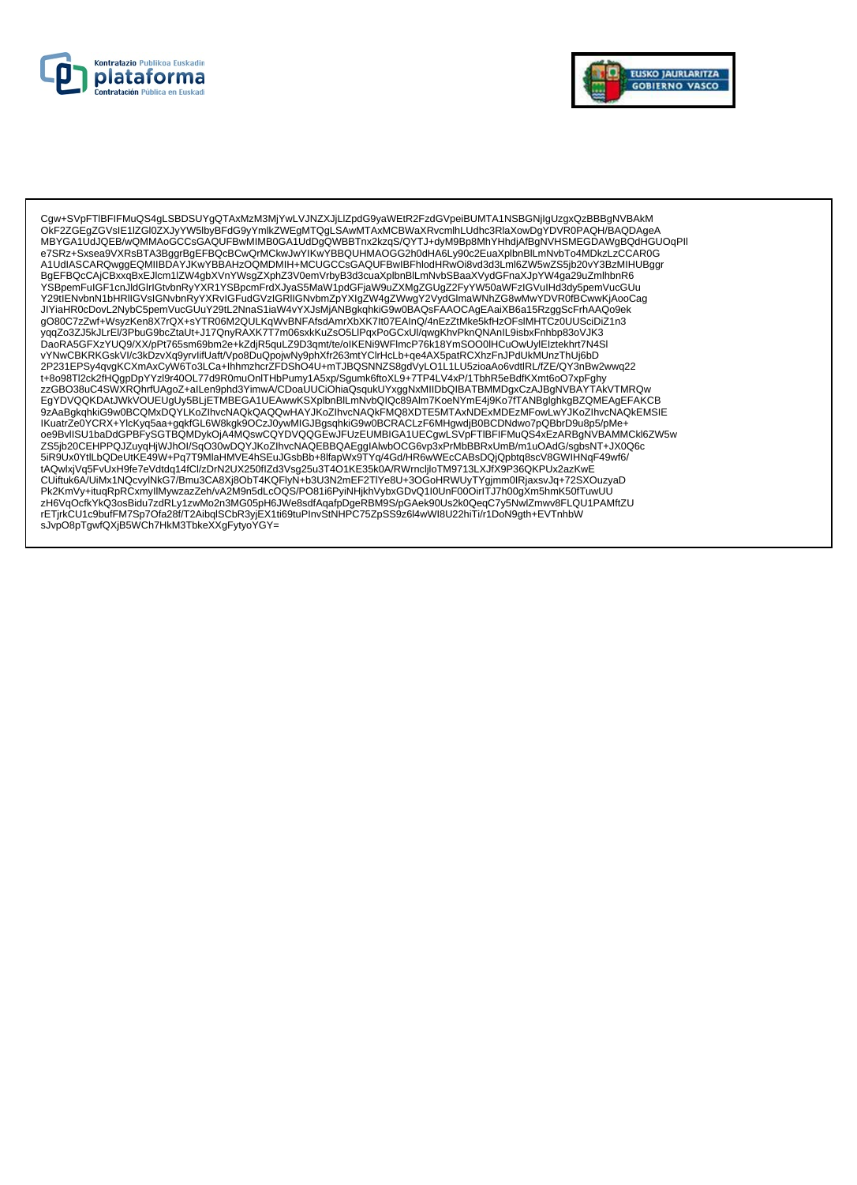Cgw+SVpFTlBFIFMuQS4gLSBDSUYgQTAxMzM3MjYwLVJNZXJjLlZpdG9yaWEtR2FzdGVpeiBUMTA1NSBGNjIgUzgxQzBBBgNVBAkM
OkF2ZGEgZGVsIE1lZGl0ZXJyYW5lbyBFdG9yYmlkZWEgMTQgLSAwMTAxMCBWaXRvcmlhLUdhc3RlaXowDgYDVR0PAQH/BAQDAgeA
MBYGA1UdJQEB/wQMMAoGCCsGAQUFBwMIMB0GA1UdDgQWBBTnx2kzqS/QYTJ+dyM9Bp8MhYHhdjAfBgNVHSMEGDAWgBQdHGUOqPIl
e7SRz+Sxsea9VXRsBTA3BggrBgEFBQcBCwQrMCkwJwYIKwYBBQUHMAOGG2h0dHA6Ly90c2EuaXplbnBlLmNvbTo4MDkzLzCCAR0G
A1UdIASCARQwggEQMIIBDAYJKwYBBAHzOQMDMIH+MCUGCCsGAQUFBwIBFhlodHRwOi8vd3d3Lml6ZW5wZS5jb20vY3BzMIHUBggr
BgEFBQcCAjCBxxqBxEJlcm1lZW4gbXVnYWsgZXphZ3V0emVrbyB3d3cuaXplbnBlLmNvbSBaaXVydGFnaXJpYW4ga29uZmlhbnR6
YSBpemFuIGF1cnJldGlrIGtvbnRyYXR1YSBpcmFrdXJyaS5MaW1pdGFjaW9uZXMgZGUgZ2FyYW50aWFzIGVuIHd3dy5pemVucGUu
Y29tIENvbnN1bHRlIGVsIGNvbnRyYXRvIGFudGVzIGRlIGNvbmZpYXIgZW4gZWwgY2VydGlmaWNhZG8wMwYDVR0fBCwwKjAooCag
JIYiaHR0cDovL2NybC5pemVucGUuY29tL2NnaS1iaW4vYXJsMjANBgkqhkiG9w0BAQsFAAOCAgEAaiXB6a15RzggScFrhAAQo9ek
gO80C7zZwf+WsyzKen8X7rQX+sYTR06M2QULKqWvBNFAfsdAmrXbXK7It07EAInQ/4nEzZtMke5kfHzOFslMHTCz0UUSciDiZ1n3
yqqZo3ZJ5kJLrEl/3PbuG9bcZtaUt+J17QnyRAXK7T7m06sxkKuZsO5LlPqxPoGCxUl/qwgKhvPknQNAnIL9isbxFnhbp83oVJK3
DaoRA5GFXzYUQ9/XX/pPt765sm69bm2e+kZdjR5quLZ9D3qmt/te/oIKENi9WFlmcP76k18YmSOO0lHCuOwUylEIztekhrt7N4Sl
vYNwCBKRKGskVl/c3kDzvXq9yrvIifUaft/Vpo8DuQpojwNy9phXfr263mtYClrHcLb+qe4AX5patRCXhzFnJPdUkMUnzThUj6bD
2P231EPSy4qvgKCXmAxCyW6To3LCa+IhhmzhcrZFDShO4U+mTJBQSNNZS8gdVyLO1L1LU5zioaAo6vdtlRL/fZE/QY3nBw2wwq22
t+8o98Tl2ck2fHQgpDpYYzl9r40OL77d9R0muOnlTHbPumy1A5xp/Sgumk6ftoXL9+7TP4LV4xP/1TbhR5eBdfKXmt6oO7xpFghy
zzGBO38uC4SWXRQhrfUAgoZ+aILen9phd3YimwA/CDoaUUCiOhiaQsqukUYxggNxMIIDbQIBATBMMDgxCzAJBgNVBAYTAkVTMRQw
EgYDVQQKDAtJWkVOUEUgUy5BLjETMBEGA1UEAwwKSXplbnBlLmNvbQIQc89Alm7KoeNYmE4j9Ko7fTANBglghkgBZQMEAgEFAKCB
9zAaBgkqhkiG9w0BCQMxDQYLKoZIhvcNAQkQAQQwHAYJKoZIhvcNAQkFMQ8XDTE5MTAxNDExMDEzMFowLwYJKoZIhvcNAQkEMSIE
IKuatrZe0YCRX+YlcKyq5aa+gqkfGL6W8kgk9OCzJ0ywMIGJBgsqhkiG9w0BCRACLzF6MHgwdjB0BCDNdwo7pQBbrD9u8p5/pMe+
oe9BvlISU1baDdGPBFySGTBQMDykOjA4MQswCQYDVQQGEwJFUzEUMBIGA1UECgwLSVpFTlBFIFMuQS4xEzARBgNVBAMMCkl6ZW5w
ZS5jb20CEHPPQJZuyqHjWJhOI/SqO30wDQYJKoZIhvcNAQEBBQAEggIAlwbOCG6vp3xPrMbBBRxUmB/m1uOAdG/sgbsNT+JX0Q6c
5iR9Ux0YtlLbQDeUtKE49W+Pq7T9MlaHMVE4hSEuJGsbBb+8lfapWx9TYq/4Gd/HR6wWEcCABsDQjQpbtq8scV8GWIHNqF49wf6/
tAQwlxjVq5FvUxH9fe7eVdtdq14fCl/zDrN2UX250fIZd3Vsg25u3T4O1KE35k0A/RWrncljloTM9713LXJfX9P36QKPUx2azKwE
CUiftuk6A/UiMx1NQcvylNkG7/Bmu3CA8Xj8ObT4KQFlyN+b3U3N2mEF2TlYe8U+3OGoHRWUyTYgjmm0lRjaxsvJq+72SXOuzyaD
Pk2KmVy+ituqRpRCxmyllMywzazZeh/vA2M9n5dLcOQS/PO81i6PyiNHjkhVybxGDvQ1I0UnF00OirITJ7h00gXm5hmK50fTuwUU
zH6VqOcfkYkQ3osBidu7zdRLy1zwMo2n3MG05pH6JWe8sdfAqafpDgeRBM9S/pGAek90Us2k0QeqC7y5NwlZmwv8FLQU1PAMftZU
rETjrkCU1c9bufFM7Sp7Ofa28f/T2AibqlSCbR3yjEX1ti69tuPInvStNHPC75ZpSS9z6l4wWI8U22hiTi/r1DoN9gth+EVTnhbW
sJvpO8pTgwfQXjB5WCh7HkM3TbkeXXgFytyoYGY=